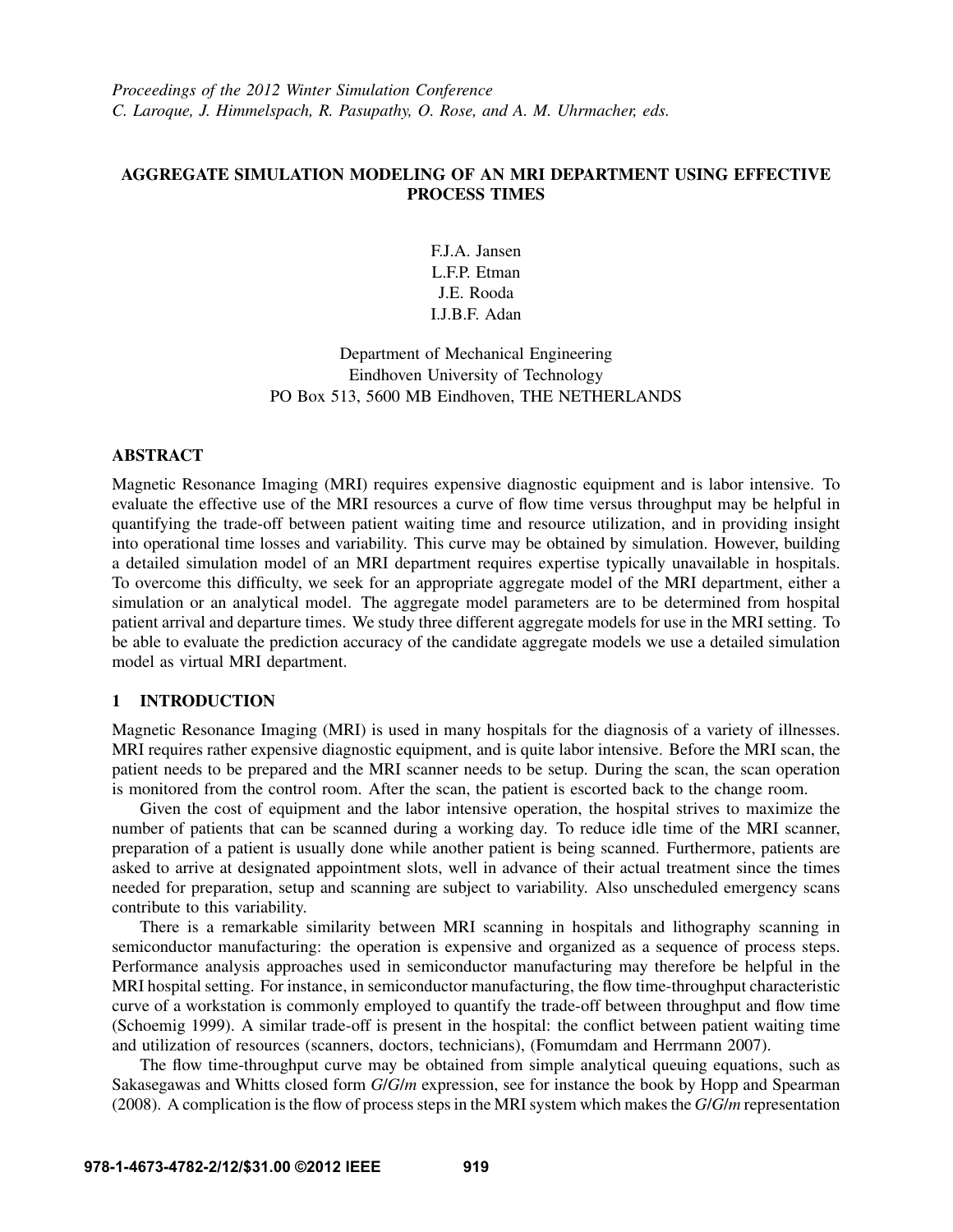*Proceedings of the 2012 Winter Simulation Conference*
*C. Laroque, J. Himmelspach, R. Pasupathy, O. Rose, and A. M. Uhrmacher, eds.*

# AGGREGATE SIMULATION MODELING OF AN MRI DEPARTMENT USING EFFECTIVE PROCESS TIMES

F.J.A. Jansen
L.F.P. Etman
J.E. Rooda
I.J.B.F. Adan

Department of Mechanical Engineering
Eindhoven University of Technology
PO Box 513, 5600 MB Eindhoven, THE NETHERLANDS

## ABSTRACT

Magnetic Resonance Imaging (MRI) requires expensive diagnostic equipment and is labor intensive. To evaluate the effective use of the MRI resources a curve of flow time versus throughput may be helpful in quantifying the trade-off between patient waiting time and resource utilization, and in providing insight into operational time losses and variability. This curve may be obtained by simulation. However, building a detailed simulation model of an MRI department requires expertise typically unavailable in hospitals. To overcome this difficulty, we seek for an appropriate aggregate model of the MRI department, either a simulation or an analytical model. The aggregate model parameters are to be determined from hospital patient arrival and departure times. We study three different aggregate models for use in the MRI setting. To be able to evaluate the prediction accuracy of the candidate aggregate models we use a detailed simulation model as virtual MRI department.

## 1 INTRODUCTION

Magnetic Resonance Imaging (MRI) is used in many hospitals for the diagnosis of a variety of illnesses. MRI requires rather expensive diagnostic equipment, and is quite labor intensive. Before the MRI scan, the patient needs to be prepared and the MRI scanner needs to be setup. During the scan, the scan operation is monitored from the control room. After the scan, the patient is escorted back to the change room.

Given the cost of equipment and the labor intensive operation, the hospital strives to maximize the number of patients that can be scanned during a working day. To reduce idle time of the MRI scanner, preparation of a patient is usually done while another patient is being scanned. Furthermore, patients are asked to arrive at designated appointment slots, well in advance of their actual treatment since the times needed for preparation, setup and scanning are subject to variability. Also unscheduled emergency scans contribute to this variability.

There is a remarkable similarity between MRI scanning in hospitals and lithography scanning in semiconductor manufacturing: the operation is expensive and organized as a sequence of process steps. Performance analysis approaches used in semiconductor manufacturing may therefore be helpful in the MRI hospital setting. For instance, in semiconductor manufacturing, the flow time-throughput characteristic curve of a workstation is commonly employed to quantify the trade-off between throughput and flow time (Schoemig 1999). A similar trade-off is present in the hospital: the conflict between patient waiting time and utilization of resources (scanners, doctors, technicians), (Fomumdam and Herrmann 2007).

The flow time-throughput curve may be obtained from simple analytical queuing equations, such as Sakasegawas and Whitts closed form *G*/*G*/*m* expression, see for instance the book by Hopp and Spearman (2008). A complication is the flow of process steps in the MRI system which makes the *G*/*G*/*m* representation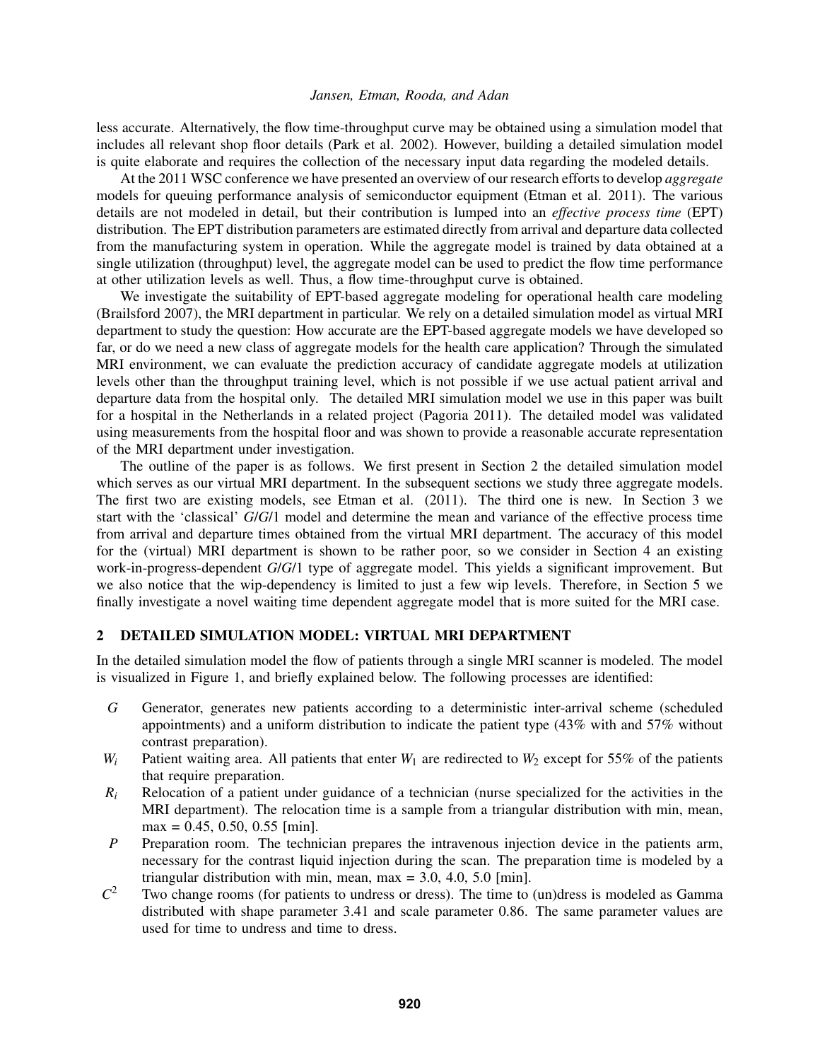less accurate. Alternatively, the flow time-throughput curve may be obtained using a simulation model that includes all relevant shop floor details (Park et al. 2002). However, building a detailed simulation model is quite elaborate and requires the collection of the necessary input data regarding the modeled details.

At the 2011 WSC conference we have presented an overview of our research efforts to develop *aggregate* models for queuing performance analysis of semiconductor equipment (Etman et al. 2011). The various details are not modeled in detail, but their contribution is lumped into an *effective process time* (EPT) distribution. The EPT distribution parameters are estimated directly from arrival and departure data collected from the manufacturing system in operation. While the aggregate model is trained by data obtained at a single utilization (throughput) level, the aggregate model can be used to predict the flow time performance at other utilization levels as well. Thus, a flow time-throughput curve is obtained.

We investigate the suitability of EPT-based aggregate modeling for operational health care modeling (Brailsford 2007), the MRI department in particular. We rely on a detailed simulation model as virtual MRI department to study the question: How accurate are the EPT-based aggregate models we have developed so far, or do we need a new class of aggregate models for the health care application? Through the simulated MRI environment, we can evaluate the prediction accuracy of candidate aggregate models at utilization levels other than the throughput training level, which is not possible if we use actual patient arrival and departure data from the hospital only. The detailed MRI simulation model we use in this paper was built for a hospital in the Netherlands in a related project (Pagoria 2011). The detailed model was validated using measurements from the hospital floor and was shown to provide a reasonable accurate representation of the MRI department under investigation.

The outline of the paper is as follows. We first present in Section 2 the detailed simulation model which serves as our virtual MRI department. In the subsequent sections we study three aggregate models. The first two are existing models, see Etman et al. (2011). The third one is new. In Section 3 we start with the 'classical' $G/G/1$ model and determine the mean and variance of the effective process time from arrival and departure times obtained from the virtual MRI department. The accuracy of this model for the (virtual) MRI department is shown to be rather poor, so we consider in Section 4 an existing work-in-progress-dependent $G/G/1$ type of aggregate model. This yields a significant improvement. But we also notice that the wip-dependency is limited to just a few wip levels. Therefore, in Section 5 we finally investigate a novel waiting time dependent aggregate model that is more suited for the MRI case.

## 2 DETAILED SIMULATION MODEL: VIRTUAL MRI DEPARTMENT

In the detailed simulation model the flow of patients through a single MRI scanner is modeled. The model is visualized in Figure 1, and briefly explained below. The following processes are identified:

- $G$ — Generator, generates new patients according to a deterministic inter-arrival scheme (scheduled appointments) and a uniform distribution to indicate the patient type (43% with and 57% without contrast preparation).
- $W_i$ — Patient waiting area. All patients that enter $W_1$ are redirected to $W_2$ except for 55% of the patients that require preparation.
- $R_i$ — Relocation of a patient under guidance of a technician (nurse specialized for the activities in the MRI department). The relocation time is a sample from a triangular distribution with min, mean, max = 0.45, 0.50, 0.55 [min].
- $P$ — Preparation room. The technician prepares the intravenous injection device in the patients arm, necessary for the contrast liquid injection during the scan. The preparation time is modeled by a triangular distribution with min, mean, max = 3.0, 4.0, 5.0 [min].
- $C^2$ — Two change rooms (for patients to undress or dress). The time to (un)dress is modeled as Gamma distributed with shape parameter 3.41 and scale parameter 0.86. The same parameter values are used for time to undress and time to dress.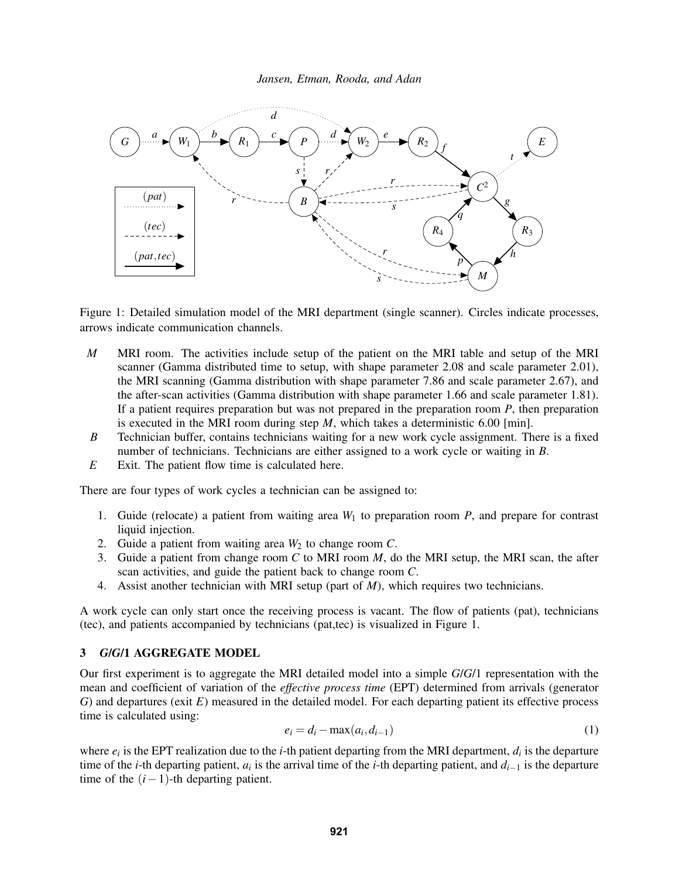Figure 1: Detailed simulation model of the MRI department (single scanner). Circles indicate processes, arrows indicate communication channels.

- *M* MRI room. The activities include setup of the patient on the MRI table and setup of the MRI scanner (Gamma distributed time to setup, with shape parameter 2.08 and scale parameter 2.01), the MRI scanning (Gamma distribution with shape parameter 7.86 and scale parameter 2.67), and the after-scan activities (Gamma distribution with shape parameter 1.66 and scale parameter 1.81). If a patient requires preparation but was not prepared in the preparation room *P*, then preparation is executed in the MRI room during step *M*, which takes a deterministic 6.00 [min].
- *B* Technician buffer, contains technicians waiting for a new work cycle assignment. There is a fixed number of technicians. Technicians are either assigned to a work cycle or waiting in *B*.
- *E* Exit. The patient flow time is calculated here.

There are four types of work cycles a technician can be assigned to:

1. Guide (relocate) a patient from waiting area $W_1$ to preparation room *P*, and prepare for contrast liquid injection.
2. Guide a patient from waiting area $W_2$ to change room *C*.
3. Guide a patient from change room *C* to MRI room *M*, do the MRI setup, the MRI scan, the after scan activities, and guide the patient back to change room *C*.
4. Assist another technician with MRI setup (part of *M*), which requires two technicians.

A work cycle can only start once the receiving process is vacant. The flow of patients (pat), technicians (tec), and patients accompanied by technicians (pat,tec) is visualized in Figure 1.

## 3 *G*/*G*/1 AGGREGATE MODEL

Our first experiment is to aggregate the MRI detailed model into a simple *G*/*G*/1 representation with the mean and coefficient of variation of the *effective process time* (EPT) determined from arrivals (generator *G*) and departures (exit *E*) measured in the detailed model. For each departing patient its effective process time is calculated using:

$$e_i = d_i - \max(a_i, d_{i-1}) \tag{1}$$

where $e_i$ is the EPT realization due to the *i*-th patient departing from the MRI department, $d_i$ is the departure time of the *i*-th departing patient, $a_i$ is the arrival time of the *i*-th departing patient, and $d_{i-1}$ is the departure time of the $(i-1)$-th departing patient.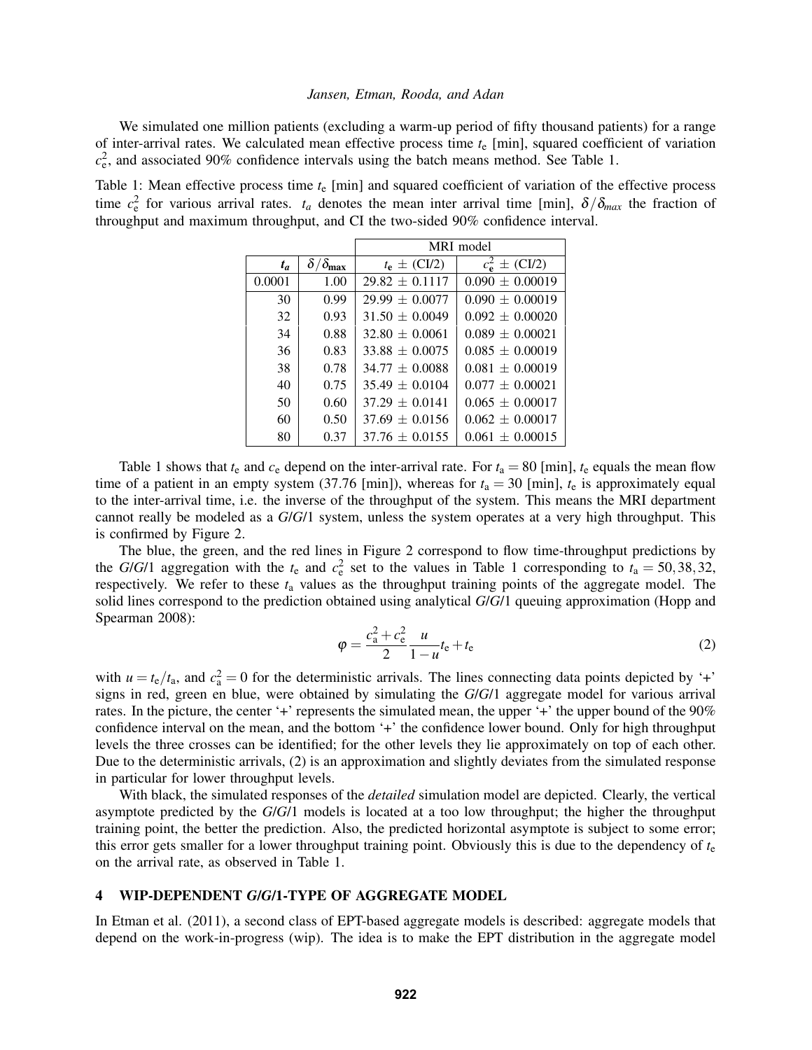We simulated one million patients (excluding a warm-up period of fifty thousand patients) for a range of inter-arrival rates. We calculated mean effective process time $t_e$ [min], squared coefficient of variation $c_e^2$, and associated 90% confidence intervals using the batch means method. See Table 1.

Table 1: Mean effective process time $t_e$ [min] and squared coefficient of variation of the effective process time $c_e^2$ for various arrival rates. $t_a$ denotes the mean inter arrival time [min], $\delta/\delta_{max}$ the fraction of throughput and maximum throughput, and CI the two-sided 90% confidence interval.

| | | MRI model | |
|---|---|---|---|
| $t_a$ | $\delta/\delta_{\mathbf{max}}$ | $t_e \pm$ (CI/2) | $c_e^2 \pm$ (CI/2) |
| 0.0001 | 1.00 | 29.82 ± 0.1117 | 0.090 ± 0.00019 |
| 30 | 0.99 | 29.99 ± 0.0077 | 0.090 ± 0.00019 |
| 32 | 0.93 | 31.50 ± 0.0049 | 0.092 ± 0.00020 |
| 34 | 0.88 | 32.80 ± 0.0061 | 0.089 ± 0.00021 |
| 36 | 0.83 | 33.88 ± 0.0075 | 0.085 ± 0.00019 |
| 38 | 0.78 | 34.77 ± 0.0088 | 0.081 ± 0.00019 |
| 40 | 0.75 | 35.49 ± 0.0104 | 0.077 ± 0.00021 |
| 50 | 0.60 | 37.29 ± 0.0141 | 0.065 ± 0.00017 |
| 60 | 0.50 | 37.69 ± 0.0156 | 0.062 ± 0.00017 |
| 80 | 0.37 | 37.76 ± 0.0155 | 0.061 ± 0.00015 |

Table 1 shows that $t_e$ and $c_e$ depend on the inter-arrival rate. For $t_a = 80$ [min], $t_e$ equals the mean flow time of a patient in an empty system (37.76 [min]), whereas for $t_a = 30$ [min], $t_e$ is approximately equal to the inter-arrival time, i.e. the inverse of the throughput of the system. This means the MRI department cannot really be modeled as a *G/G/*1 system, unless the system operates at a very high throughput. This is confirmed by Figure 2.

The blue, the green, and the red lines in Figure 2 correspond to flow time-throughput predictions by the *G/G/*1 aggregation with the $t_e$ and $c_e^2$ set to the values in Table 1 corresponding to $t_a = 50, 38, 32$, respectively. We refer to these $t_a$ values as the throughput training points of the aggregate model. The solid lines correspond to the prediction obtained using analytical *G/G/*1 queuing approximation (Hopp and Spearman 2008):

$$\varphi = \frac{c_a^2 + c_e^2}{2} \frac{u}{1-u} t_e + t_e \tag{2}$$

with $u = t_e/t_a$, and $c_a^2 = 0$ for the deterministic arrivals. The lines connecting data points depicted by '+' signs in red, green en blue, were obtained by simulating the *G/G/*1 aggregate model for various arrival rates. In the picture, the center '+' represents the simulated mean, the upper '+' the upper bound of the 90% confidence interval on the mean, and the bottom '+' the confidence lower bound. Only for high throughput levels the three crosses can be identified; for the other levels they lie approximately on top of each other. Due to the deterministic arrivals, (2) is an approximation and slightly deviates from the simulated response in particular for lower throughput levels.

With black, the simulated responses of the *detailed* simulation model are depicted. Clearly, the vertical asymptote predicted by the *G/G/*1 models is located at a too low throughput; the higher the throughput training point, the better the prediction. Also, the predicted horizontal asymptote is subject to some error; this error gets smaller for a lower throughput training point. Obviously this is due to the dependency of $t_e$ on the arrival rate, as observed in Table 1.

## 4 WIP-DEPENDENT *G/G/*1-TYPE OF AGGREGATE MODEL

In Etman et al. (2011), a second class of EPT-based aggregate models is described: aggregate models that depend on the work-in-progress (wip). The idea is to make the EPT distribution in the aggregate model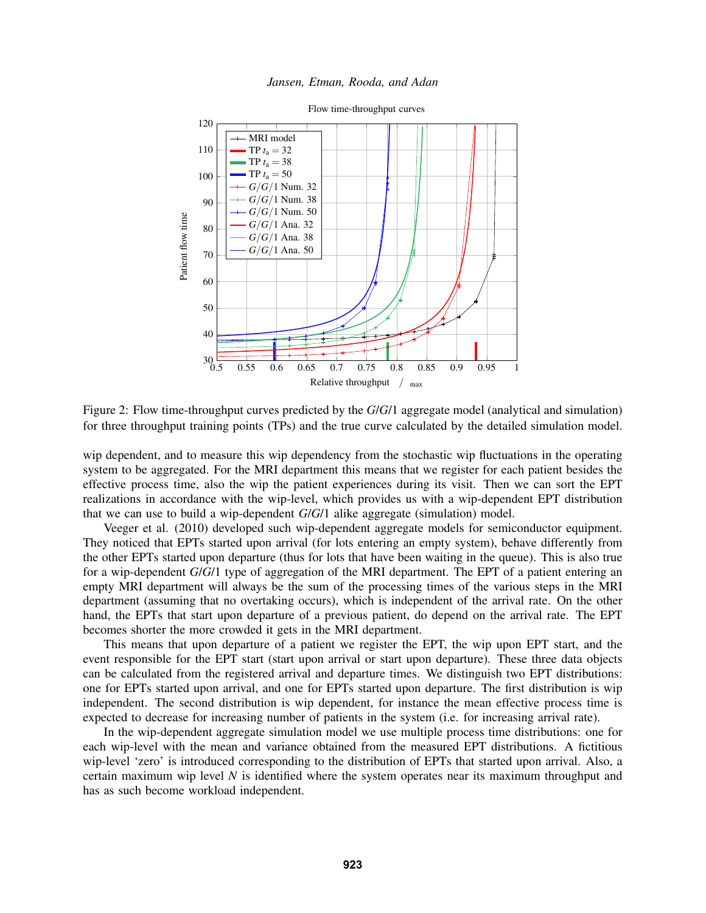Flow time-throughput curves

Patient flow time

Relative throughput $\lambda/\lambda_{max}$

120
110
100
90
80
70
60
50
40
30

0.5 0.55 0.6 0.65 0.7 0.75 0.8 0.85 0.9 0.95 1

MRI model
TP $t_a = 32$
TP $t_a = 38$
TP $t_a = 50$
$G/G/1$ Num. 32
$G/G/1$ Num. 38
$G/G/1$ Num. 50
$G/G/1$ Ana. 32
$G/G/1$ Ana. 38
$G/G/1$ Ana. 50

Figure 2: Flow time-throughput curves predicted by the $G/G/1$ aggregate model (analytical and simulation) for three throughput training points (TPs) and the true curve calculated by the detailed simulation model.

wip dependent, and to measure this wip dependency from the stochastic wip fluctuations in the operating system to be aggregated. For the MRI department this means that we register for each patient besides the effective process time, also the wip the patient experiences during its visit. Then we can sort the EPT realizations in accordance with the wip-level, which provides us with a wip-dependent EPT distribution that we can use to build a wip-dependent $G/G/1$ alike aggregate (simulation) model.

Veeger et al. (2010) developed such wip-dependent aggregate models for semiconductor equipment. They noticed that EPTs started upon arrival (for lots entering an empty system), behave differently from the other EPTs started upon departure (thus for lots that have been waiting in the queue). This is also true for a wip-dependent $G/G/1$ type of aggregation of the MRI department. The EPT of a patient entering an empty MRI department will always be the sum of the processing times of the various steps in the MRI department (assuming that no overtaking occurs), which is independent of the arrival rate. On the other hand, the EPTs that start upon departure of a previous patient, do depend on the arrival rate. The EPT becomes shorter the more crowded it gets in the MRI department.

This means that upon departure of a patient we register the EPT, the wip upon EPT start, and the event responsible for the EPT start (start upon arrival or start upon departure). These three data objects can be calculated from the registered arrival and departure times. We distinguish two EPT distributions: one for EPTs started upon arrival, and one for EPTs started upon departure. The first distribution is wip independent. The second distribution is wip dependent, for instance the mean effective process time is expected to decrease for increasing number of patients in the system (i.e. for increasing arrival rate).

In the wip-dependent aggregate simulation model we use multiple process time distributions: one for each wip-level with the mean and variance obtained from the measured EPT distributions. A fictitious wip-level 'zero' is introduced corresponding to the distribution of EPTs that started upon arrival. Also, a certain maximum wip level $N$ is identified where the system operates near its maximum throughput and has as such become workload independent.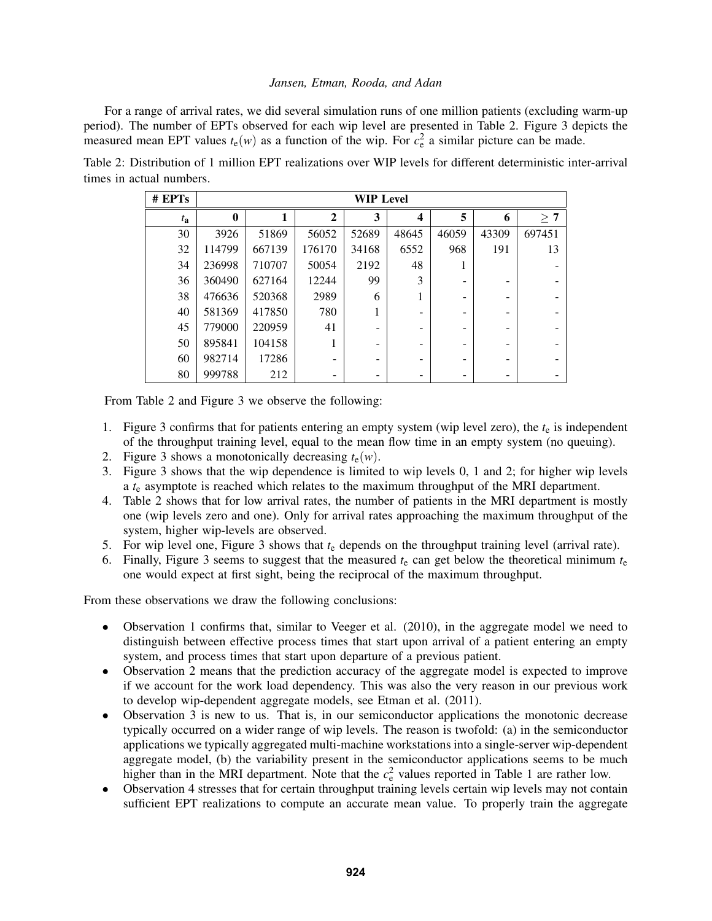For a range of arrival rates, we did several simulation runs of one million patients (excluding warm-up period). The number of EPTs observed for each wip level are presented in Table 2. Figure 3 depicts the measured mean EPT values $t_e(w)$ as a function of the wip. For $c_e^2$ a similar picture can be made.

Table 2: Distribution of 1 million EPT realizations over WIP levels for different deterministic inter-arrival times in actual numbers.

| # EPTs | WIP Level | | | | | | | |
|---|---|---|---|---|---|---|---|---|
| $t_a$ | 0 | 1 | 2 | 3 | 4 | 5 | 6 | $\geq 7$ |
| 30 | 3926 | 51869 | 56052 | 52689 | 48645 | 46059 | 43309 | 697451 |
| 32 | 114799 | 667139 | 176170 | 34168 | 6552 | 968 | 191 | 13 |
| 34 | 236998 | 710707 | 50054 | 2192 | 48 | 1 | | - |
| 36 | 360490 | 627164 | 12244 | 99 | 3 | - | - | - |
| 38 | 476636 | 520368 | 2989 | 6 | 1 | - | - | - |
| 40 | 581369 | 417850 | 780 | 1 | - | - | - | - |
| 45 | 779000 | 220959 | 41 | - | - | - | - | - |
| 50 | 895841 | 104158 | 1 | - | - | - | - | - |
| 60 | 982714 | 17286 | - | - | - | - | - | - |
| 80 | 999788 | 212 | - | - | - | - | - | - |

From Table 2 and Figure 3 we observe the following:

1. Figure 3 confirms that for patients entering an empty system (wip level zero), the $t_e$ is independent of the throughput training level, equal to the mean flow time in an empty system (no queuing).
2. Figure 3 shows a monotonically decreasing $t_e(w)$.
3. Figure 3 shows that the wip dependence is limited to wip levels 0, 1 and 2; for higher wip levels a $t_e$ asymptote is reached which relates to the maximum throughput of the MRI department.
4. Table 2 shows that for low arrival rates, the number of patients in the MRI department is mostly one (wip levels zero and one). Only for arrival rates approaching the maximum throughput of the system, higher wip-levels are observed.
5. For wip level one, Figure 3 shows that $t_e$ depends on the throughput training level (arrival rate).
6. Finally, Figure 3 seems to suggest that the measured $t_e$ can get below the theoretical minimum $t_e$ one would expect at first sight, being the reciprocal of the maximum throughput.

From these observations we draw the following conclusions:

- Observation 1 confirms that, similar to Veeger et al. (2010), in the aggregate model we need to distinguish between effective process times that start upon arrival of a patient entering an empty system, and process times that start upon departure of a previous patient.
- Observation 2 means that the prediction accuracy of the aggregate model is expected to improve if we account for the work load dependency. This was also the very reason in our previous work to develop wip-dependent aggregate models, see Etman et al. (2011).
- Observation 3 is new to us. That is, in our semiconductor applications the monotonic decrease typically occurred on a wider range of wip levels. The reason is twofold: (a) in the semiconductor applications we typically aggregated multi-machine workstations into a single-server wip-dependent aggregate model, (b) the variability present in the semiconductor applications seems to be much higher than in the MRI department. Note that the $c_e^2$ values reported in Table 1 are rather low.
- Observation 4 stresses that for certain throughput training levels certain wip levels may not contain sufficient EPT realizations to compute an accurate mean value. To properly train the aggregate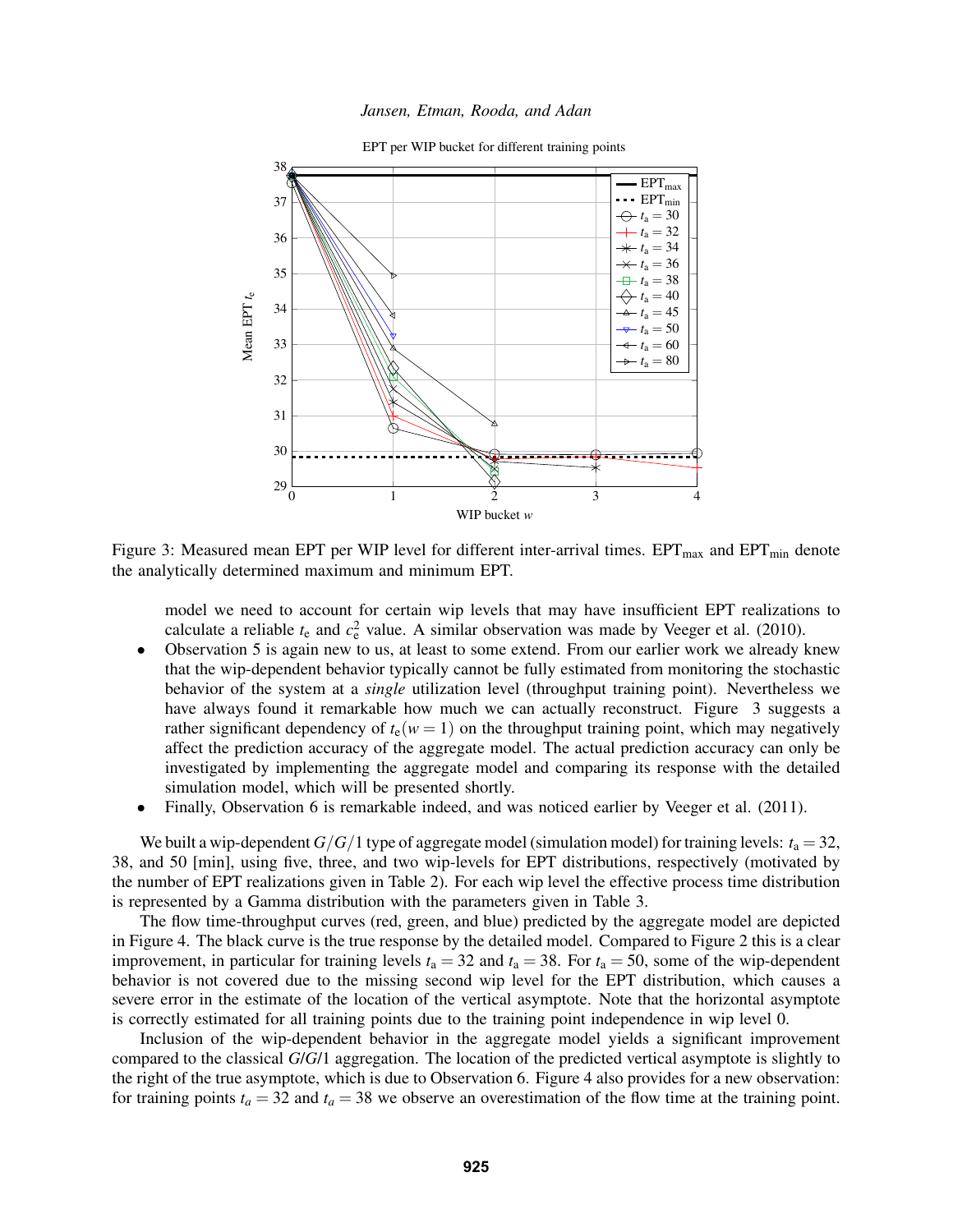Figure 3: Measured mean EPT per WIP level for different inter-arrival times. $\text{EPT}_{\max}$ and $\text{EPT}_{\min}$ denote the analytically determined maximum and minimum EPT.

model we need to account for certain wip levels that may have insufficient EPT realizations to calculate a reliable $t_e$ and $c_e^2$ value. A similar observation was made by Veeger et al. (2010).

- Observation 5 is again new to us, at least to some extend. From our earlier work we already knew that the wip-dependent behavior typically cannot be fully estimated from monitoring the stochastic behavior of the system at a *single* utilization level (throughput training point). Nevertheless we have always found it remarkable how much we can actually reconstruct. Figure 3 suggests a rather significant dependency of $t_e(w = 1)$ on the throughput training point, which may negatively affect the prediction accuracy of the aggregate model. The actual prediction accuracy can only be investigated by implementing the aggregate model and comparing its response with the detailed simulation model, which will be presented shortly.
- Finally, Observation 6 is remarkable indeed, and was noticed earlier by Veeger et al. (2011).

We built a wip-dependent $G/G/1$ type of aggregate model (simulation model) for training levels: $t_a = 32$, 38, and 50 [min], using five, three, and two wip-levels for EPT distributions, respectively (motivated by the number of EPT realizations given in Table 2). For each wip level the effective process time distribution is represented by a Gamma distribution with the parameters given in Table 3.

The flow time-throughput curves (red, green, and blue) predicted by the aggregate model are depicted in Figure 4. The black curve is the true response by the detailed model. Compared to Figure 2 this is a clear improvement, in particular for training levels $t_a = 32$ and $t_a = 38$. For $t_a = 50$, some of the wip-dependent behavior is not covered due to the missing second wip level for the EPT distribution, which causes a severe error in the estimate of the location of the vertical asymptote. Note that the horizontal asymptote is correctly estimated for all training points due to the training point independence in wip level 0.

Inclusion of the wip-dependent behavior in the aggregate model yields a significant improvement compared to the classical *G/G/*1 aggregation. The location of the predicted vertical asymptote is slightly to the right of the true asymptote, which is due to Observation 6. Figure 4 also provides for a new observation: for training points $t_a = 32$ and $t_a = 38$ we observe an overestimation of the flow time at the training point.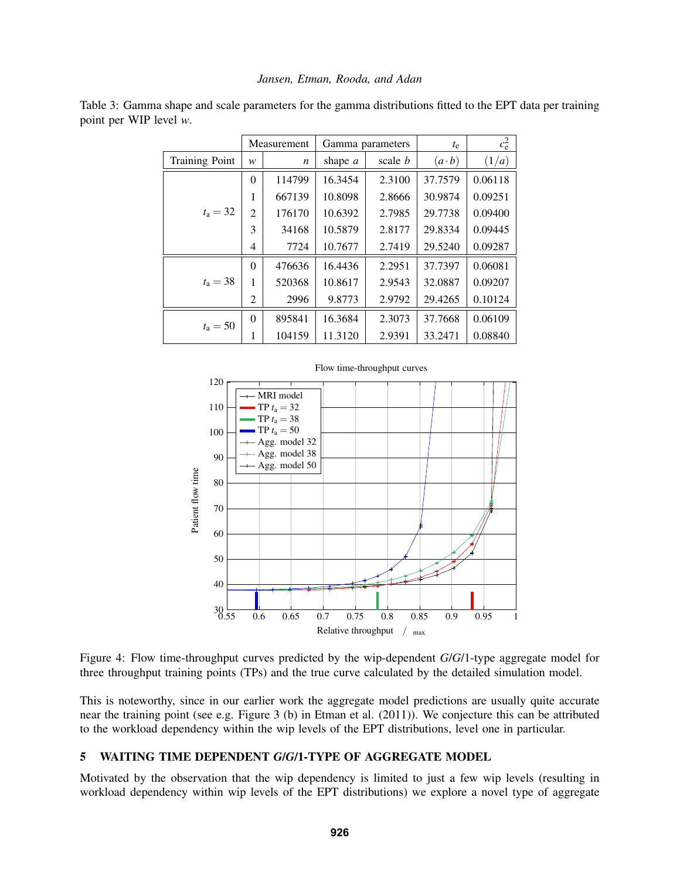Table 3: Gamma shape and scale parameters for the gamma distributions fitted to the EPT data per training point per WIP level $w$.

| | Measurement | | Gamma parameters | | $t_e$ | $c_e^2$ |
|---|---|---|---|---|---|---|
| Training Point | $w$ | $n$ | shape $a$ | scale $b$ | $(a \cdot b)$ | $(1/a)$ |
| $t_a = 32$ | 0 | 114799 | 16.3454 | 2.3100 | 37.7579 | 0.06118 |
| | 1 | 667139 | 10.8098 | 2.8666 | 30.9874 | 0.09251 |
| | 2 | 176170 | 10.6392 | 2.7985 | 29.7738 | 0.09400 |
| | 3 | 34168 | 10.5879 | 2.8177 | 29.8334 | 0.09445 |
| | 4 | 7724 | 10.7677 | 2.7419 | 29.5240 | 0.09287 |
| $t_a = 38$ | 0 | 476636 | 16.4436 | 2.2951 | 37.7397 | 0.06081 |
| | 1 | 520368 | 10.8617 | 2.9543 | 32.0887 | 0.09207 |
| | 2 | 2996 | 9.8773 | 2.9792 | 29.4265 | 0.10124 |
| $t_a = 50$ | 0 | 895841 | 16.3684 | 2.3073 | 37.7668 | 0.06109 |
| | 1 | 104159 | 11.3120 | 2.9391 | 33.2471 | 0.08840 |

Figure 4: Flow time-throughput curves predicted by the wip-dependent *G*/*G*/1-type aggregate model for three throughput training points (TPs) and the true curve calculated by the detailed simulation model.

This is noteworthy, since in our earlier work the aggregate model predictions are usually quite accurate near the training point (see e.g. Figure 3 (b) in Etman et al. (2011)). We conjecture this can be attributed to the workload dependency within the wip levels of the EPT distributions, level one in particular.

## 5 WAITING TIME DEPENDENT *G*/*G*/1-TYPE OF AGGREGATE MODEL

Motivated by the observation that the wip dependency is limited to just a few wip levels (resulting in workload dependency within wip levels of the EPT distributions) we explore a novel type of aggregate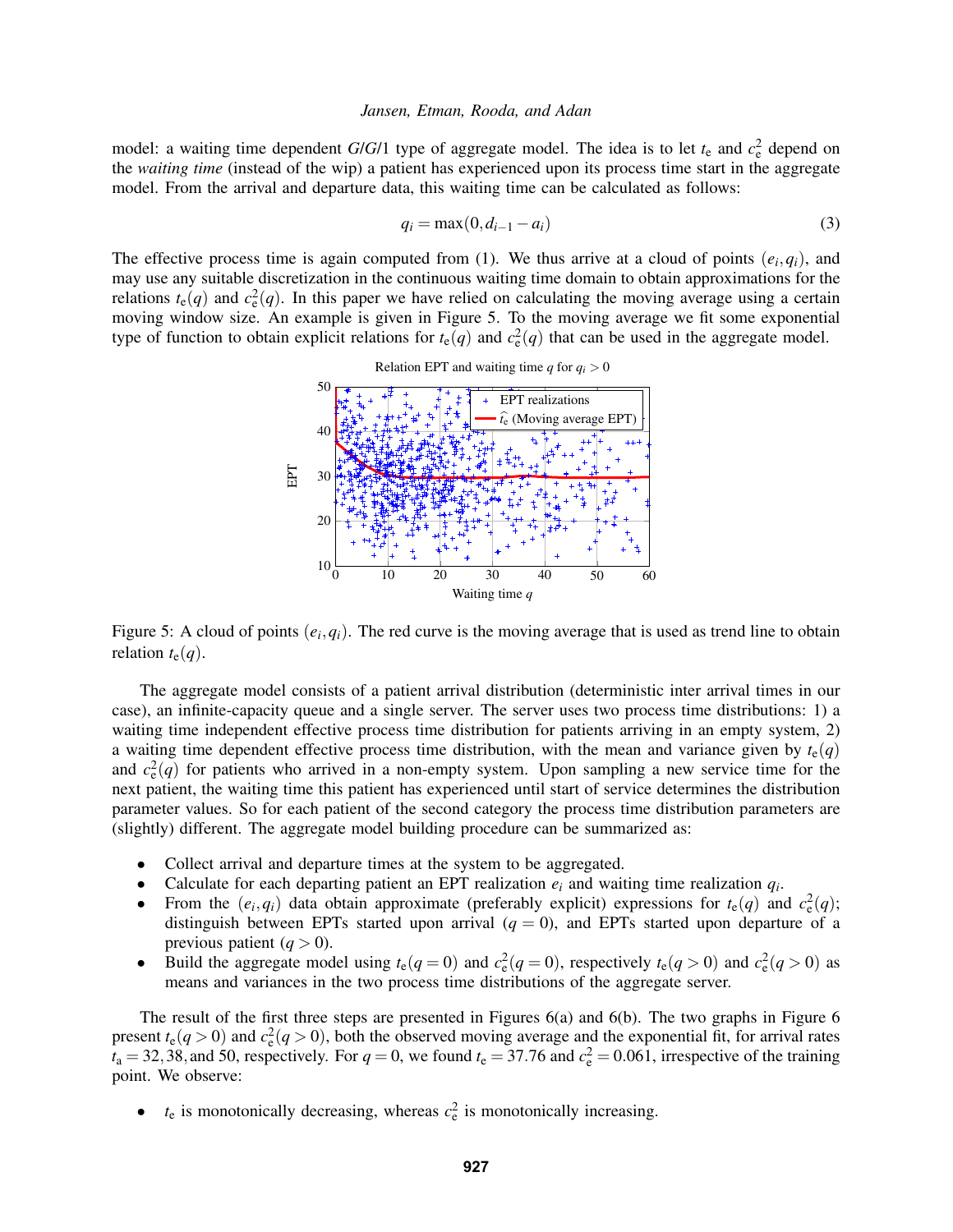model: a waiting time dependent *G/G/1* type of aggregate model. The idea is to let $t_e$ and $c_e^2$ depend on the *waiting time* (instead of the wip) a patient has experienced upon its process time start in the aggregate model. From the arrival and departure data, this waiting time can be calculated as follows:

$$q_i = \max(0, d_{i-1} - a_i) \tag{3}$$

The effective process time is again computed from (1). We thus arrive at a cloud of points $(e_i, q_i)$, and may use any suitable discretization in the continuous waiting time domain to obtain approximations for the relations $t_e(q)$ and $c_e^2(q)$. In this paper we have relied on calculating the moving average using a certain moving window size. An example is given in Figure 5. To the moving average we fit some exponential type of function to obtain explicit relations for $t_e(q)$ and $c_e^2(q)$ that can be used in the aggregate model.

Figure 5: A cloud of points $(e_i, q_i)$. The red curve is the moving average that is used as trend line to obtain relation $t_e(q)$.

The aggregate model consists of a patient arrival distribution (deterministic inter arrival times in our case), an infinite-capacity queue and a single server. The server uses two process time distributions: 1) a waiting time independent effective process time distribution for patients arriving in an empty system, 2) a waiting time dependent effective process time distribution, with the mean and variance given by $t_e(q)$ and $c_e^2(q)$ for patients who arrived in a non-empty system. Upon sampling a new service time for the next patient, the waiting time this patient has experienced until start of service determines the distribution parameter values. So for each patient of the second category the process time distribution parameters are (slightly) different. The aggregate model building procedure can be summarized as:

- Collect arrival and departure times at the system to be aggregated.
- Calculate for each departing patient an EPT realization $e_i$ and waiting time realization $q_i$.
- From the $(e_i, q_i)$ data obtain approximate (preferably explicit) expressions for $t_e(q)$ and $c_e^2(q)$; distinguish between EPTs started upon arrival ($q = 0$), and EPTs started upon departure of a previous patient ($q > 0$).
- Build the aggregate model using $t_e(q = 0)$ and $c_e^2(q = 0)$, respectively $t_e(q > 0)$ and $c_e^2(q > 0)$ as means and variances in the two process time distributions of the aggregate server.

The result of the first three steps are presented in Figures 6(a) and 6(b). The two graphs in Figure 6 present $t_e(q > 0)$ and $c_e^2(q > 0)$, both the observed moving average and the exponential fit, for arrival rates $t_a = 32, 38,$ and 50, respectively. For $q = 0$, we found $t_e = 37.76$ and $c_e^2 = 0.061$, irrespective of the training point. We observe:

- $t_e$ is monotonically decreasing, whereas $c_e^2$ is monotonically increasing.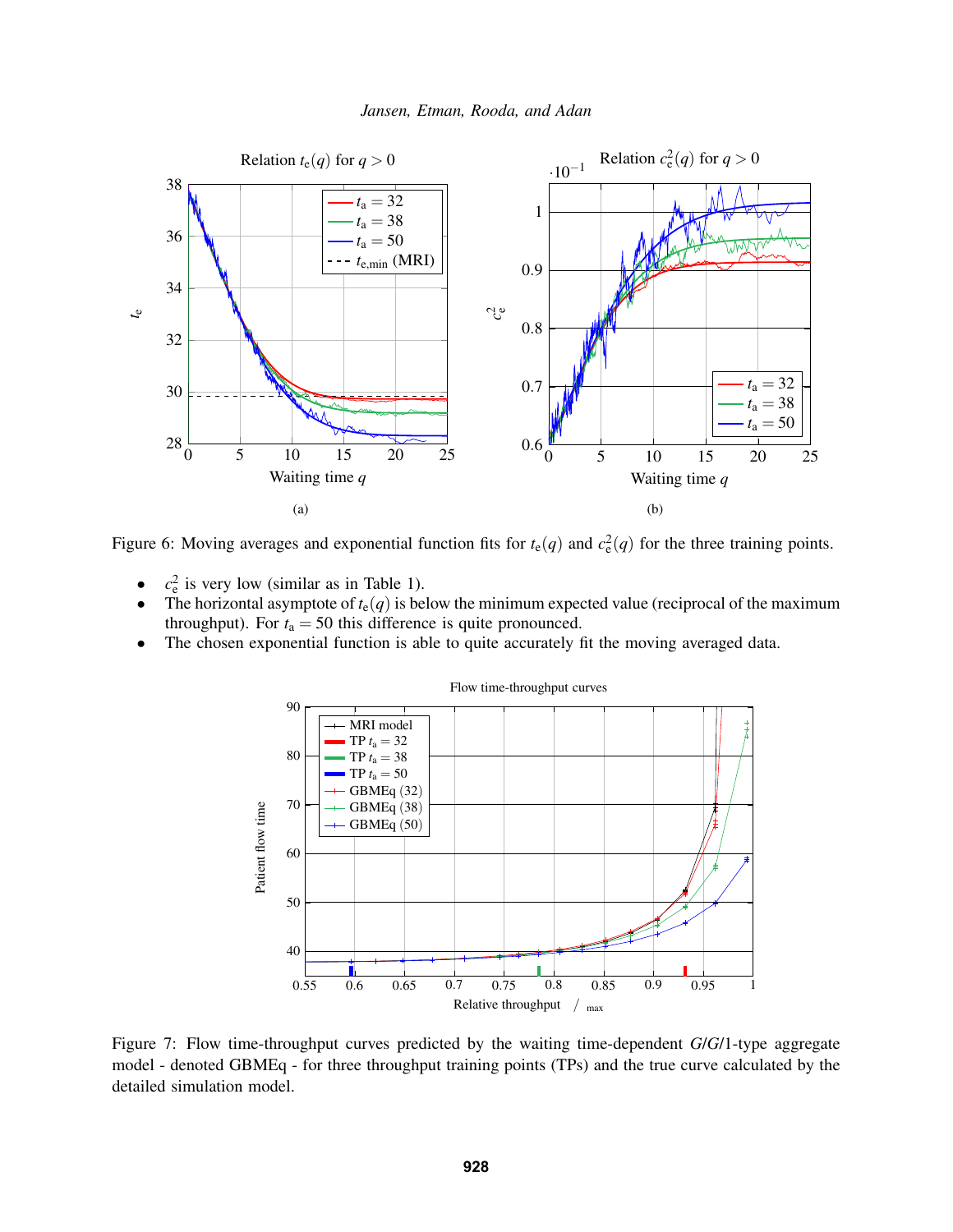Figure 6: Moving averages and exponential function fits for $t_e(q)$ and $c_e^2(q)$ for the three training points.

- $c_e^2$ is very low (similar as in Table 1).
- The horizontal asymptote of $t_e(q)$ is below the minimum expected value (reciprocal of the maximum throughput). For $t_a = 50$ this difference is quite pronounced.
- The chosen exponential function is able to quite accurately fit the moving averaged data.

Figure 7: Flow time-throughput curves predicted by the waiting time-dependent $G/G/1$-type aggregate model - denoted GBMEq - for three throughput training points (TPs) and the true curve calculated by the detailed simulation model.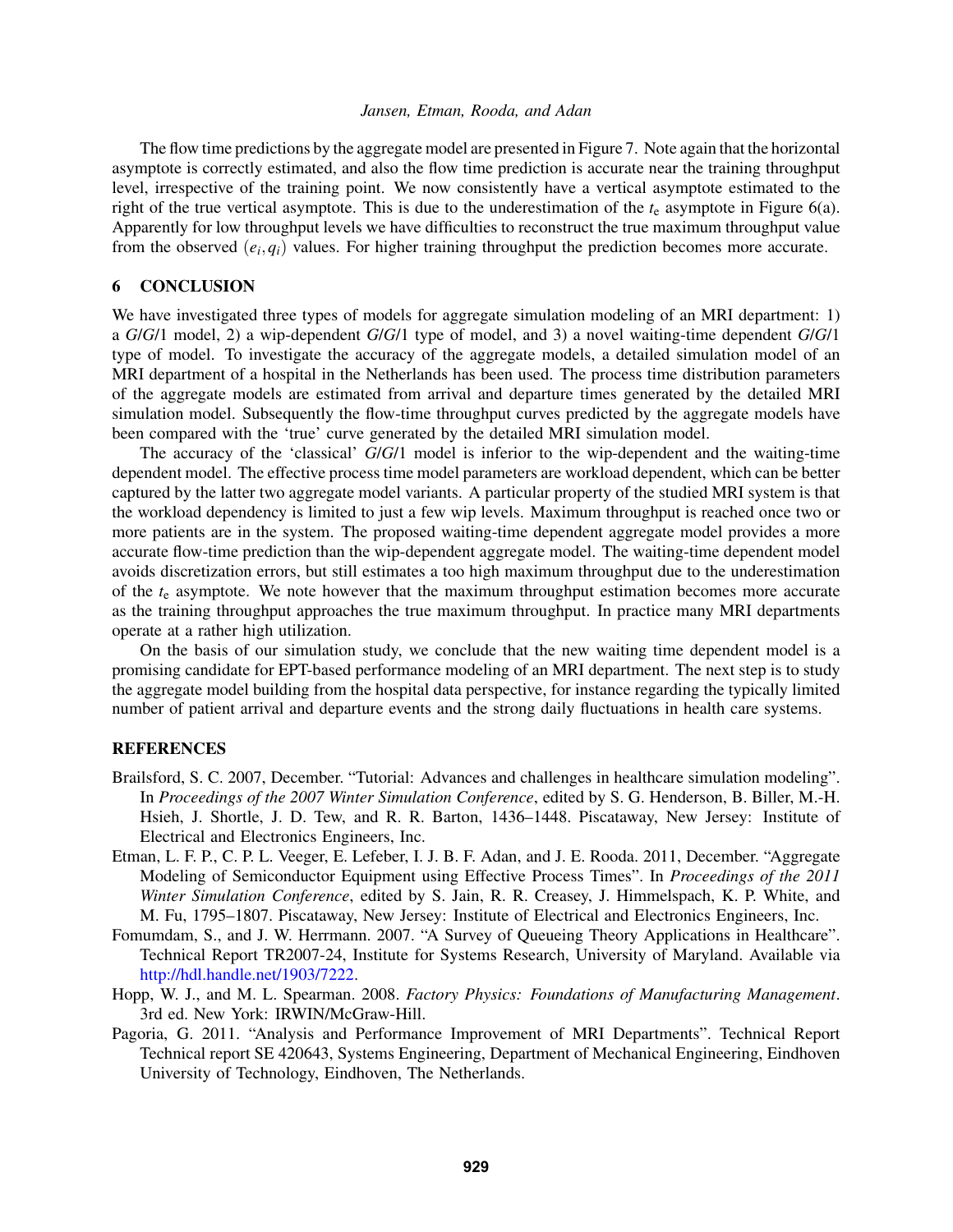The flow time predictions by the aggregate model are presented in Figure 7. Note again that the horizontal asymptote is correctly estimated, and also the flow time prediction is accurate near the training throughput level, irrespective of the training point. We now consistently have a vertical asymptote estimated to the right of the true vertical asymptote. This is due to the underestimation of the $t_e$ asymptote in Figure 6(a). Apparently for low throughput levels we have difficulties to reconstruct the true maximum throughput value from the observed $(e_i, q_i)$ values. For higher training throughput the prediction becomes more accurate.

## 6 CONCLUSION

We have investigated three types of models for aggregate simulation modeling of an MRI department: 1) a *G*/*G*/1 model, 2) a wip-dependent *G*/*G*/1 type of model, and 3) a novel waiting-time dependent *G*/*G*/1 type of model. To investigate the accuracy of the aggregate models, a detailed simulation model of an MRI department of a hospital in the Netherlands has been used. The process time distribution parameters of the aggregate models are estimated from arrival and departure times generated by the detailed MRI simulation model. Subsequently the flow-time throughput curves predicted by the aggregate models have been compared with the 'true' curve generated by the detailed MRI simulation model.

The accuracy of the 'classical' *G*/*G*/1 model is inferior to the wip-dependent and the waiting-time dependent model. The effective process time model parameters are workload dependent, which can be better captured by the latter two aggregate model variants. A particular property of the studied MRI system is that the workload dependency is limited to just a few wip levels. Maximum throughput is reached once two or more patients are in the system. The proposed waiting-time dependent aggregate model provides a more accurate flow-time prediction than the wip-dependent aggregate model. The waiting-time dependent model avoids discretization errors, but still estimates a too high maximum throughput due to the underestimation of the $t_e$ asymptote. We note however that the maximum throughput estimation becomes more accurate as the training throughput approaches the true maximum throughput. In practice many MRI departments operate at a rather high utilization.

On the basis of our simulation study, we conclude that the new waiting time dependent model is a promising candidate for EPT-based performance modeling of an MRI department. The next step is to study the aggregate model building from the hospital data perspective, for instance regarding the typically limited number of patient arrival and departure events and the strong daily fluctuations in health care systems.

## REFERENCES

Brailsford, S. C. 2007, December. "Tutorial: Advances and challenges in healthcare simulation modeling". In *Proceedings of the 2007 Winter Simulation Conference*, edited by S. G. Henderson, B. Biller, M.-H. Hsieh, J. Shortle, J. D. Tew, and R. R. Barton, 1436–1448. Piscataway, New Jersey: Institute of Electrical and Electronics Engineers, Inc.

Etman, L. F. P., C. P. L. Veeger, E. Lefeber, I. J. B. F. Adan, and J. E. Rooda. 2011, December. "Aggregate Modeling of Semiconductor Equipment using Effective Process Times". In *Proceedings of the 2011 Winter Simulation Conference*, edited by S. Jain, R. R. Creasey, J. Himmelspach, K. P. White, and M. Fu, 1795–1807. Piscataway, New Jersey: Institute of Electrical and Electronics Engineers, Inc.

Fomumdam, S., and J. W. Herrmann. 2007. "A Survey of Queueing Theory Applications in Healthcare". Technical Report TR2007-24, Institute for Systems Research, University of Maryland. Available via http://hdl.handle.net/1903/7222.

Hopp, W. J., and M. L. Spearman. 2008. *Factory Physics: Foundations of Manufacturing Management*. 3rd ed. New York: IRWIN/McGraw-Hill.

Pagoria, G. 2011. "Analysis and Performance Improvement of MRI Departments". Technical Report Technical report SE 420643, Systems Engineering, Department of Mechanical Engineering, Eindhoven University of Technology, Eindhoven, The Netherlands.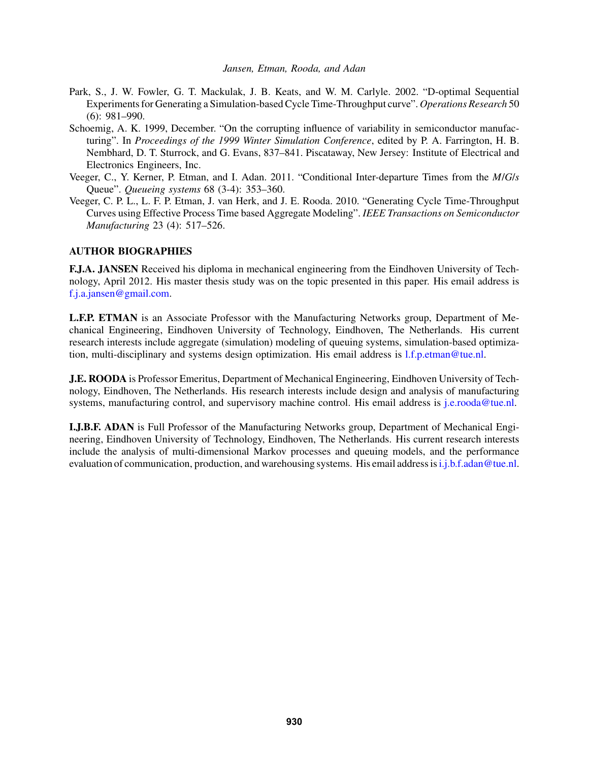Park, S., J. W. Fowler, G. T. Mackulak, J. B. Keats, and W. M. Carlyle. 2002. "D-optimal Sequential Experiments for Generating a Simulation-based Cycle Time-Throughput curve". *Operations Research* 50 (6): 981–990.

Schoemig, A. K. 1999, December. "On the corrupting influence of variability in semiconductor manufacturing". In *Proceedings of the 1999 Winter Simulation Conference*, edited by P. A. Farrington, H. B. Nembhard, D. T. Sturrock, and G. Evans, 837–841. Piscataway, New Jersey: Institute of Electrical and Electronics Engineers, Inc.

Veeger, C., Y. Kerner, P. Etman, and I. Adan. 2011. "Conditional Inter-departure Times from the *M*/*G*/*s* Queue". *Queueing systems* 68 (3-4): 353–360.

Veeger, C. P. L., L. F. P. Etman, J. van Herk, and J. E. Rooda. 2010. "Generating Cycle Time-Throughput Curves using Effective Process Time based Aggregate Modeling". *IEEE Transactions on Semiconductor Manufacturing* 23 (4): 517–526.

## AUTHOR BIOGRAPHIES

**F.J.A. JANSEN** Received his diploma in mechanical engineering from the Eindhoven University of Technology, April 2012. His master thesis study was on the topic presented in this paper. His email address is f.j.a.jansen@gmail.com.

**L.F.P. ETMAN** is an Associate Professor with the Manufacturing Networks group, Department of Mechanical Engineering, Eindhoven University of Technology, Eindhoven, The Netherlands. His current research interests include aggregate (simulation) modeling of queuing systems, simulation-based optimization, multi-disciplinary and systems design optimization. His email address is l.f.p.etman@tue.nl.

**J.E. ROODA** is Professor Emeritus, Department of Mechanical Engineering, Eindhoven University of Technology, Eindhoven, The Netherlands. His research interests include design and analysis of manufacturing systems, manufacturing control, and supervisory machine control. His email address is j.e.rooda@tue.nl.

**I.J.B.F. ADAN** is Full Professor of the Manufacturing Networks group, Department of Mechanical Engineering, Eindhoven University of Technology, Eindhoven, The Netherlands. His current research interests include the analysis of multi-dimensional Markov processes and queuing models, and the performance evaluation of communication, production, and warehousing systems. His email address is i.j.b.f.adan@tue.nl.